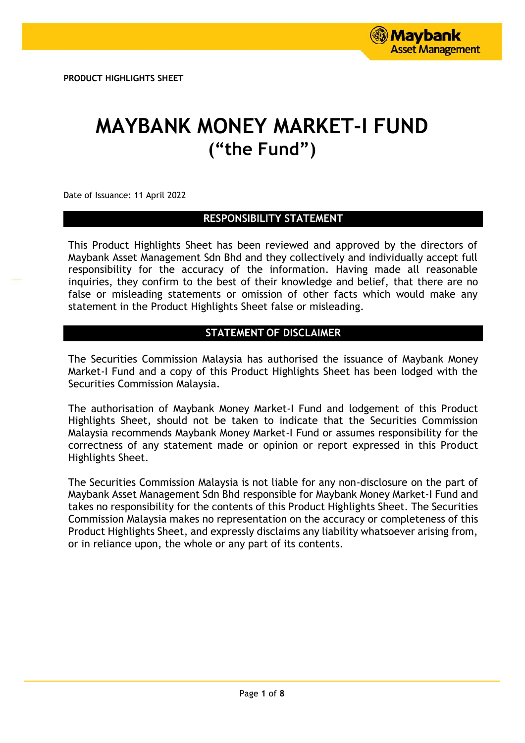PRODUCT HIGHLIGHTS SHEET

# MAYBANK MONEY MARKET-I FUND
## ("the Fund")

Date of Issuance: 11 April 2022

## RESPONSIBILITY STATEMENT

This Product Highlights Sheet has been reviewed and approved by the directors of Maybank Asset Management Sdn Bhd and they collectively and individually accept full responsibility for the accuracy of the information. Having made all reasonable inquiries, they confirm to the best of their knowledge and belief, that there are no false or misleading statements or omission of other facts which would make any statement in the Product Highlights Sheet false or misleading.

## STATEMENT OF DISCLAIMER

The Securities Commission Malaysia has authorised the issuance of Maybank Money Market-I Fund and a copy of this Product Highlights Sheet has been lodged with the Securities Commission Malaysia.

The authorisation of Maybank Money Market-I Fund and lodgement of this Product Highlights Sheet, should not be taken to indicate that the Securities Commission Malaysia recommends Maybank Money Market-I Fund or assumes responsibility for the correctness of any statement made or opinion or report expressed in this Product Highlights Sheet.

The Securities Commission Malaysia is not liable for any non-disclosure on the part of Maybank Asset Management Sdn Bhd responsible for Maybank Money Market-I Fund and takes no responsibility for the contents of this Product Highlights Sheet. The Securities Commission Malaysia makes no representation on the accuracy or completeness of this Product Highlights Sheet, and expressly disclaims any liability whatsoever arising from, or in reliance upon, the whole or any part of its contents.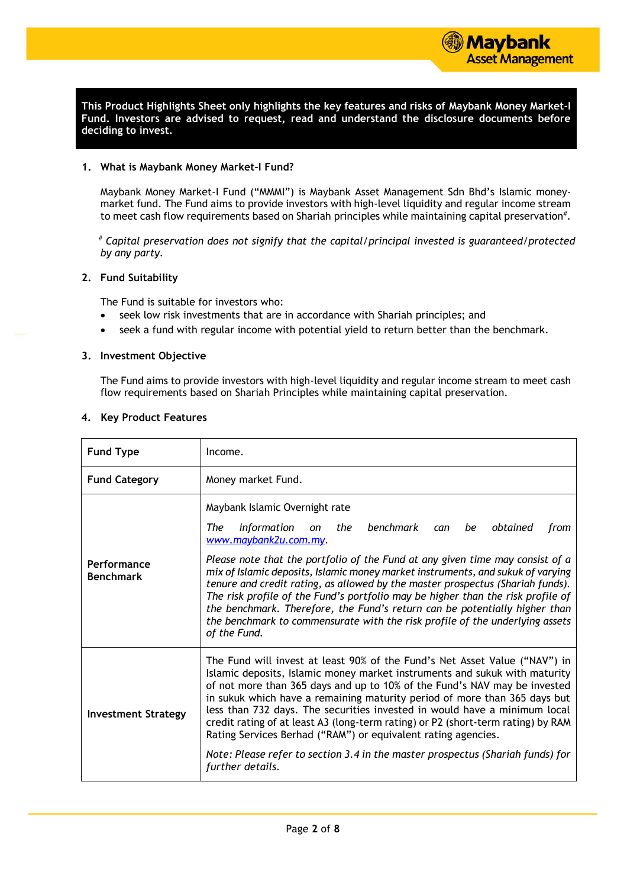**This Product Highlights Sheet only highlights the key features and risks of Maybank Money Market-I Fund. Investors are advised to request, read and understand the disclosure documents before deciding to invest.**

## 1. What is Maybank Money Market-I Fund?

Maybank Money Market-I Fund ("MMMI") is Maybank Asset Management Sdn Bhd's Islamic money-market fund. The Fund aims to provide investors with high-level liquidity and regular income stream to meet cash flow requirements based on Shariah principles while maintaining capital preservation[#].

[#] *Capital preservation does not signify that the capital/principal invested is guaranteed/protected by any party.*

## 2. Fund Suitability

The Fund is suitable for investors who:

- seek low risk investments that are in accordance with Shariah principles; and
- seek a fund with regular income with potential yield to return better than the benchmark.

## 3. Investment Objective

The Fund aims to provide investors with high-level liquidity and regular income stream to meet cash flow requirements based on Shariah Principles while maintaining capital preservation.

## 4. Key Product Features

| | |
|---|---|
| **Fund Type** | Income. |
| **Fund Category** | Money market Fund. |
| **Performance Benchmark** | Maybank Islamic Overnight rate<br><br>*The information on the benchmark can be obtained from* *www.maybank2u.com.my*.<br><br>*Please note that the portfolio of the Fund at any given time may consist of a mix of Islamic deposits, Islamic money market instruments, and sukuk of varying tenure and credit rating, as allowed by the master prospectus (Shariah funds). The risk profile of the Fund's portfolio may be higher than the risk profile of the benchmark. Therefore, the Fund's return can be potentially higher than the benchmark to commensurate with the risk profile of the underlying assets of the Fund.* |
| **Investment Strategy** | The Fund will invest at least 90% of the Fund's Net Asset Value ("NAV") in Islamic deposits, Islamic money market instruments and sukuk with maturity of not more than 365 days and up to 10% of the Fund's NAV may be invested in sukuk which have a remaining maturity period of more than 365 days but less than 732 days. The securities invested in would have a minimum local credit rating of at least A3 (long-term rating) or P2 (short-term rating) by RAM Rating Services Berhad ("RAM") or equivalent rating agencies.<br><br>*Note: Please refer to section 3.4 in the master prospectus (Shariah funds) for further details.* |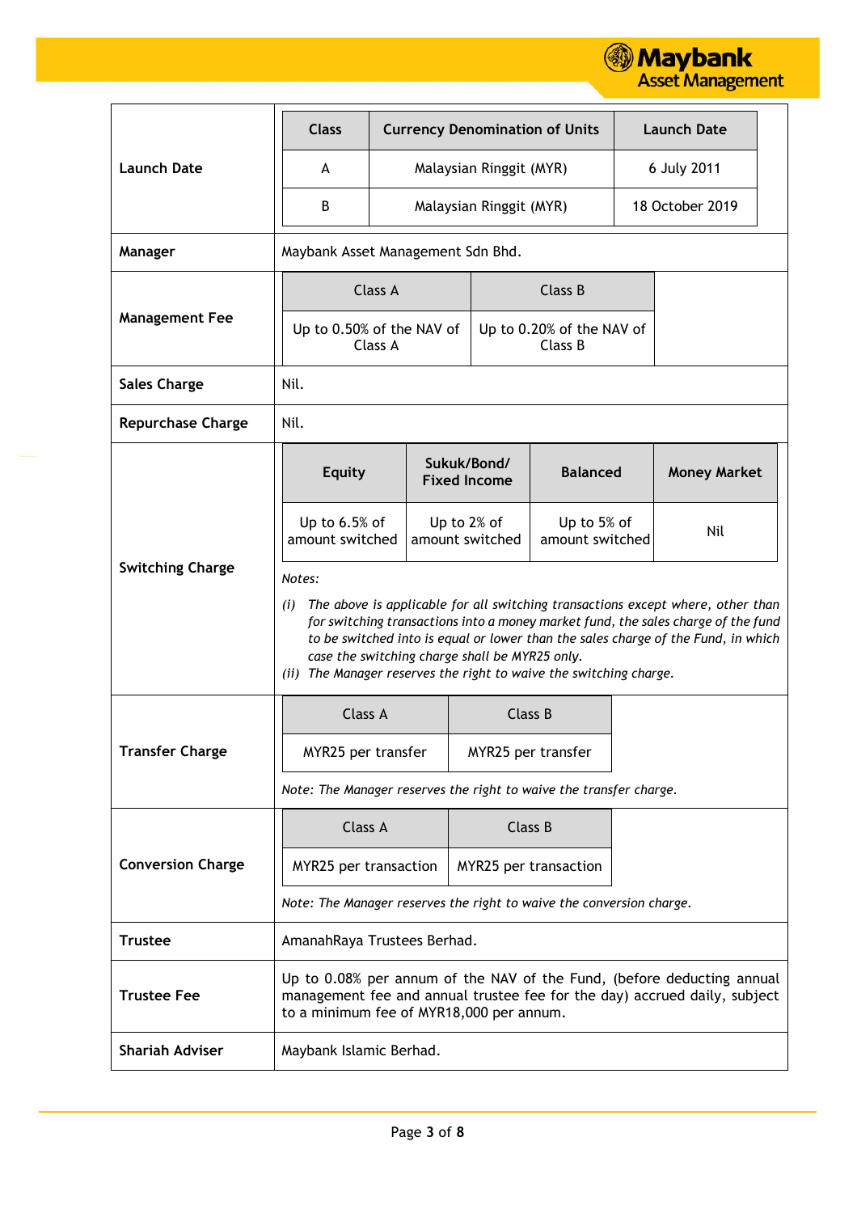| | |
|---|---|
| **Launch Date** | <table><tr><th>Class</th><th>Currency Denomination of Units</th><th>Launch Date</th></tr><tr><td>A</td><td>Malaysian Ringgit (MYR)</td><td>6 July 2011</td></tr><tr><td>B</td><td>Malaysian Ringgit (MYR)</td><td>18 October 2019</td></tr></table> |
| **Manager** | Maybank Asset Management Sdn Bhd. |
| **Management Fee** | <table><tr><th>Class A</th><th>Class B</th></tr><tr><td>Up to 0.50% of the NAV of Class A</td><td>Up to 0.20% of the NAV of Class B</td></tr></table> |
| **Sales Charge** | Nil. |
| **Repurchase Charge** | Nil. |
| **Switching Charge** | <table><tr><th>Equity</th><th>Sukuk/Bond/ Fixed Income</th><th>Balanced</th><th>Money Market</th></tr><tr><td>Up to 6.5% of amount switched</td><td>Up to 2% of amount switched</td><td>Up to 5% of amount switched</td><td>Nil</td></tr></table> *Notes:* *(i) The above is applicable for all switching transactions except where, other than for switching transactions into a money market fund, the sales charge of the fund to be switched into is equal or lower than the sales charge of the Fund, in which case the switching charge shall be MYR25 only.* *(ii) The Manager reserves the right to waive the switching charge.* |
| **Transfer Charge** | <table><tr><th>Class A</th><th>Class B</th></tr><tr><td>MYR25 per transfer</td><td>MYR25 per transfer</td></tr></table> *Note: The Manager reserves the right to waive the transfer charge.* |
| **Conversion Charge** | <table><tr><th>Class A</th><th>Class B</th></tr><tr><td>MYR25 per transaction</td><td>MYR25 per transaction</td></tr></table> *Note: The Manager reserves the right to waive the conversion charge.* |
| **Trustee** | AmanahRaya Trustees Berhad. |
| **Trustee Fee** | Up to 0.08% per annum of the NAV of the Fund, (before deducting annual management fee and annual trustee fee for the day) accrued daily, subject to a minimum fee of MYR18,000 per annum. |
| **Shariah Adviser** | Maybank Islamic Berhad. |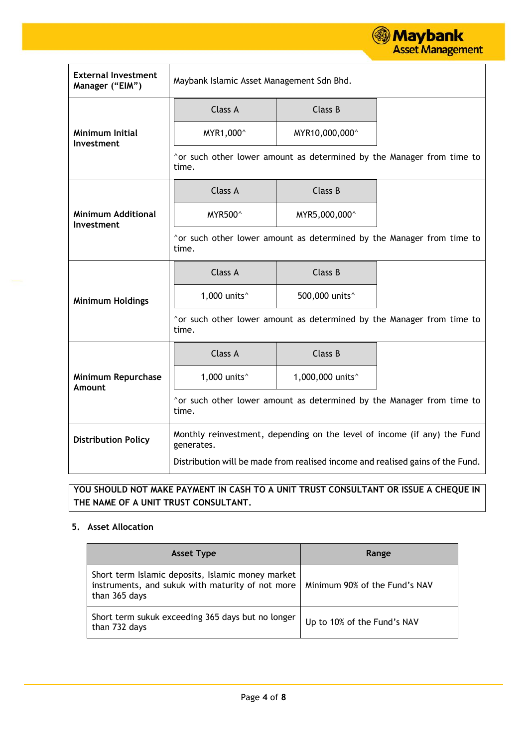| | |
|---|---|
| **External Investment Manager ("EIM")** | Maybank Islamic Asset Management Sdn Bhd. |
| **Minimum Initial Investment** | Class A: MYR1,000^ ; Class B: MYR10,000,000^<br><br>^or such other lower amount as determined by the Manager from time to time. |
| **Minimum Additional Investment** | Class A: MYR500^ ; Class B: MYR5,000,000^<br><br>^or such other lower amount as determined by the Manager from time to time. |
| **Minimum Holdings** | Class A: 1,000 units^ ; Class B: 500,000 units^<br><br>^or such other lower amount as determined by the Manager from time to time. |
| **Minimum Repurchase Amount** | Class A: 1,000 units^ ; Class B: 1,000,000 units^<br><br>^or such other lower amount as determined by the Manager from time to time. |
| **Distribution Policy** | Monthly reinvestment, depending on the level of income (if any) the Fund generates.<br><br>Distribution will be made from realised income and realised gains of the Fund. |

**YOU SHOULD NOT MAKE PAYMENT IN CASH TO A UNIT TRUST CONSULTANT OR ISSUE A CHEQUE IN THE NAME OF A UNIT TRUST CONSULTANT.**

## 5. Asset Allocation

| Asset Type | Range |
|---|---|
| Short term Islamic deposits, Islamic money market instruments, and sukuk with maturity of not more than 365 days | Minimum 90% of the Fund's NAV |
| Short term sukuk exceeding 365 days but no longer than 732 days | Up to 10% of the Fund's NAV |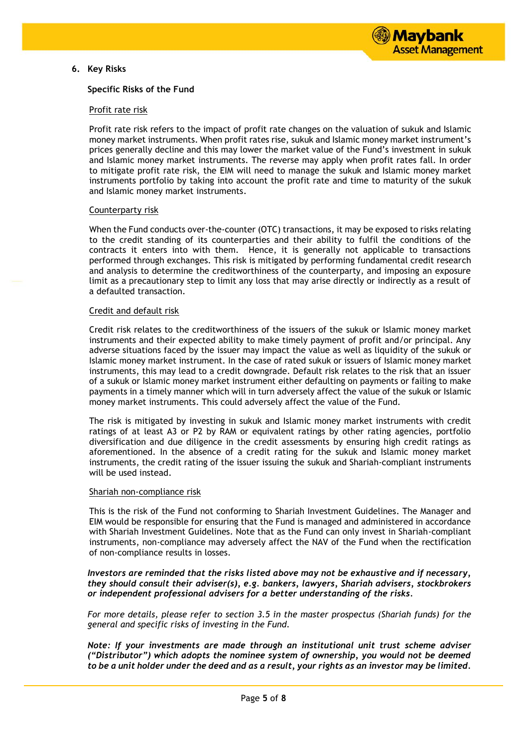## 6. Key Risks

### Specific Risks of the Fund

Profit rate risk

Profit rate risk refers to the impact of profit rate changes on the valuation of sukuk and Islamic money market instruments. When profit rates rise, sukuk and Islamic money market instrument's prices generally decline and this may lower the market value of the Fund's investment in sukuk and Islamic money market instruments. The reverse may apply when profit rates fall. In order to mitigate profit rate risk, the EIM will need to manage the sukuk and Islamic money market instruments portfolio by taking into account the profit rate and time to maturity of the sukuk and Islamic money market instruments.

Counterparty risk

When the Fund conducts over-the-counter (OTC) transactions, it may be exposed to risks relating to the credit standing of its counterparties and their ability to fulfil the conditions of the contracts it enters into with them. Hence, it is generally not applicable to transactions performed through exchanges. This risk is mitigated by performing fundamental credit research and analysis to determine the creditworthiness of the counterparty, and imposing an exposure limit as a precautionary step to limit any loss that may arise directly or indirectly as a result of a defaulted transaction.

Credit and default risk

Credit risk relates to the creditworthiness of the issuers of the sukuk or Islamic money market instruments and their expected ability to make timely payment of profit and/or principal. Any adverse situations faced by the issuer may impact the value as well as liquidity of the sukuk or Islamic money market instrument. In the case of rated sukuk or issuers of Islamic money market instruments, this may lead to a credit downgrade. Default risk relates to the risk that an issuer of a sukuk or Islamic money market instrument either defaulting on payments or failing to make payments in a timely manner which will in turn adversely affect the value of the sukuk or Islamic money market instruments. This could adversely affect the value of the Fund.

The risk is mitigated by investing in sukuk and Islamic money market instruments with credit ratings of at least A3 or P2 by RAM or equivalent ratings by other rating agencies, portfolio diversification and due diligence in the credit assessments by ensuring high credit ratings as aforementioned. In the absence of a credit rating for the sukuk and Islamic money market instruments, the credit rating of the issuer issuing the sukuk and Shariah-compliant instruments will be used instead.

Shariah non-compliance risk

This is the risk of the Fund not conforming to Shariah Investment Guidelines. The Manager and EIM would be responsible for ensuring that the Fund is managed and administered in accordance with Shariah Investment Guidelines. Note that as the Fund can only invest in Shariah-compliant instruments, non-compliance may adversely affect the NAV of the Fund when the rectification of non-compliance results in losses.

***Investors are reminded that the risks listed above may not be exhaustive and if necessary, they should consult their adviser(s), e.g. bankers, lawyers, Shariah advisers, stockbrokers or independent professional advisers for a better understanding of the risks.***

*For more details, please refer to section 3.5 in the master prospectus (Shariah funds) for the general and specific risks of investing in the Fund.*

***Note: If your investments are made through an institutional unit trust scheme adviser ("Distributor") which adopts the nominee system of ownership, you would not be deemed to be a unit holder under the deed and as a result, your rights as an investor may be limited.***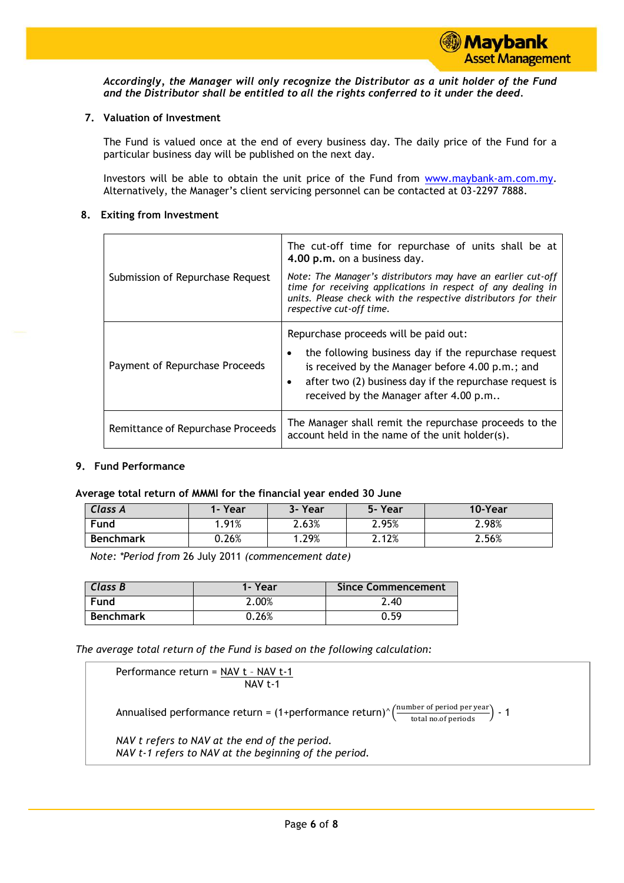*Accordingly, the Manager will only recognize the Distributor as a unit holder of the Fund and the Distributor shall be entitled to all the rights conferred to it under the deed.*

## 7. Valuation of Investment

The Fund is valued once at the end of every business day. The daily price of the Fund for a particular business day will be published on the next day.

Investors will be able to obtain the unit price of the Fund from www.maybank-am.com.my. Alternatively, the Manager's client servicing personnel can be contacted at 03-2297 7888.

## 8. Exiting from Investment

| | |
|---|---|
| Submission of Repurchase Request | The cut-off time for repurchase of units shall be at **4.00 p.m.** on a business day.<br><br>*Note: The Manager's distributors may have an earlier cut-off time for receiving applications in respect of any dealing in units. Please check with the respective distributors for their respective cut-off time.* |
| Payment of Repurchase Proceeds | Repurchase proceeds will be paid out:<br>• the following business day if the repurchase request is received by the Manager before 4.00 p.m.; and<br>• after two (2) business day if the repurchase request is received by the Manager after 4.00 p.m.. |
| Remittance of Repurchase Proceeds | The Manager shall remit the repurchase proceeds to the account held in the name of the unit holder(s). |

## 9. Fund Performance

**Average total return of MMMI for the financial year ended 30 June**

| *Class A* | 1- Year | 3- Year | 5- Year | 10-Year |
|---|---|---|---|---|
| **Fund** | 1.91% | 2.63% | 2.95% | 2.98% |
| **Benchmark** | 0.26% | 1.29% | 2.12% | 2.56% |

*Note: \*Period from* 26 July 2011 *(commencement date)*

| *Class B* | 1- Year | Since Commencement |
|---|---|---|
| **Fund** | 2.00% | 2.40 |
| **Benchmark** | 0.26% | 0.59 |

*The average total return of the Fund is based on the following calculation:*

$$\text{Performance return} = \frac{\text{NAV } t - \text{NAV } t\text{-}1}{\text{NAV } t\text{-}1}$$

$$\text{Annualised performance return} = (1+\text{performance return})^{\wedge}\left(\frac{\text{number of period per year}}{\text{total no.of periods}}\right) - 1$$

*NAV t refers to NAV at the end of the period.*
*NAV t-1 refers to NAV at the beginning of the period.*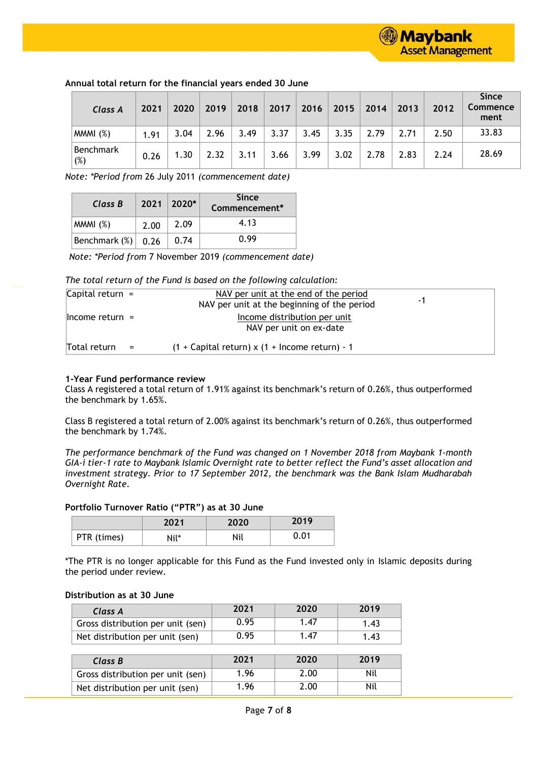**Annual total return for the financial years ended 30 June**

| *Class A* | 2021 | 2020 | 2019 | 2018 | 2017 | 2016 | 2015 | 2014 | 2013 | 2012 | Since Commencement |
|---|---|---|---|---|---|---|---|---|---|---|---|
| MMMI (%) | 1.91 | 3.04 | 2.96 | 3.49 | 3.37 | 3.45 | 3.35 | 2.79 | 2.71 | 2.50 | 33.83 |
| Benchmark (%) | 0.26 | 1.30 | 2.32 | 3.11 | 3.66 | 3.99 | 3.02 | 2.78 | 2.83 | 2.24 | 28.69 |

Note: *\*Period from* 26 July 2011 *(commencement date)*

| *Class B* | 2021 | 2020* | Since Commencement* |
|---|---|---|---|
| MMMI (%) | 2.00 | 2.09 | 4.13 |
| Benchmark (%) | 0.26 | 0.74 | 0.99 |

Note: *\*Period from* 7 November 2019 *(commencement date)*

*The total return of the Fund is based on the following calculation:*

$$\text{Capital return} = \frac{\text{NAV per unit at the end of the period}}{\text{NAV per unit at the beginning of the period}} - 1$$

$$\text{Income return} = \frac{\text{Income distribution per unit}}{\text{NAV per unit on ex-date}}$$

$$\text{Total return} = (1 + \text{Capital return}) \times (1 + \text{Income return}) - 1$$

**1-Year Fund performance review**

Class A registered a total return of 1.91% against its benchmark's return of 0.26%, thus outperformed the benchmark by 1.65%.

Class B registered a total return of 2.00% against its benchmark's return of 0.26%, thus outperformed the benchmark by 1.74%.

*The performance benchmark of the Fund was changed on 1 November 2018 from Maybank 1-month GIA-i tier-1 rate to Maybank Islamic Overnight rate to better reflect the Fund's asset allocation and investment strategy. Prior to 17 September 2012, the benchmark was the Bank Islam Mudharabah Overnight Rate.*

**Portfolio Turnover Ratio ("PTR") as at 30 June**

| | 2021 | 2020 | 2019 |
|---|---|---|---|
| PTR (times) | Nil* | Nil | 0.01 |

*The PTR is no longer applicable for this Fund as the Fund invested only in Islamic deposits during the period under review.

**Distribution as at 30 June**

| *Class A* | 2021 | 2020 | 2019 |
|---|---|---|---|
| Gross distribution per unit (sen) | 0.95 | 1.47 | 1.43 |
| Net distribution per unit (sen) | 0.95 | 1.47 | 1.43 |

| *Class B* | 2021 | 2020 | 2019 |
|---|---|---|---|
| Gross distribution per unit (sen) | 1.96 | 2.00 | Nil |
| Net distribution per unit (sen) | 1.96 | 2.00 | Nil |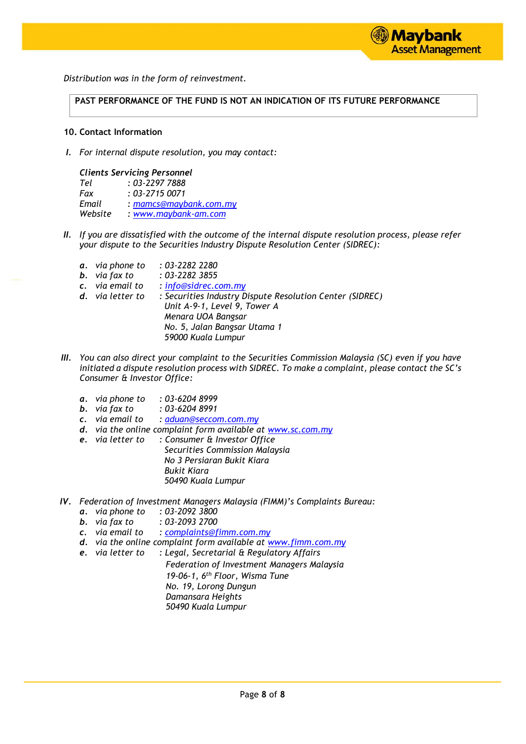*Distribution was in the form of reinvestment.*

| PAST PERFORMANCE OF THE FUND IS NOT AN INDICATION OF ITS FUTURE PERFORMANCE |
|---|

**10. Contact Information**

***I.*** *For internal dispute resolution, you may contact:*

***Clients Servicing Personnel***
*Tel : 03-2297 7888*
*Fax : 03-2715 0071*
*Email : mamcs@maybank.com.my*
*Website : www.maybank-am.com*

***II.*** *If you are dissatisfied with the outcome of the internal dispute resolution process, please refer your dispute to the Securities Industry Dispute Resolution Center (SIDREC):*

***a.*** *via phone to : 03-2282 2280*
***b.*** *via fax to : 03-2282 3855*
***c.*** *via email to : info@sidrec.com.my*
***d.*** *via letter to : Securities Industry Dispute Resolution Center (SIDREC)*
*Unit A-9-1, Level 9, Tower A*
*Menara UOA Bangsar*
*No. 5, Jalan Bangsar Utama 1*
*59000 Kuala Lumpur*

***III.*** *You can also direct your complaint to the Securities Commission Malaysia (SC) even if you have initiated a dispute resolution process with SIDREC. To make a complaint, please contact the SC's Consumer & Investor Office:*

***a.*** *via phone to : 03-6204 8999*
***b.*** *via fax to : 03-6204 8991*
***c.*** *via email to : aduan@seccom.com.my*
***d.*** *via the online complaint form available at www.sc.com.my*
***e.*** *via letter to : Consumer & Investor Office*
*Securities Commission Malaysia*
*No 3 Persiaran Bukit Kiara*
*Bukit Kiara*
*50490 Kuala Lumpur*

***IV.*** *Federation of Investment Managers Malaysia (FIMM)'s Complaints Bureau:*

***a.*** *via phone to : 03-2092 3800*
***b.*** *via fax to : 03-2093 2700*
***c.*** *via email to : complaints@fimm.com.my*
***d.*** *via the online complaint form available at www.fimm.com.my*
***e.*** *via letter to : Legal, Secretarial & Regulatory Affairs*
*Federation of Investment Managers Malaysia*
*19-06-1, 6th Floor, Wisma Tune*
*No. 19, Lorong Dungun*
*Damansara Heights*
*50490 Kuala Lumpur*